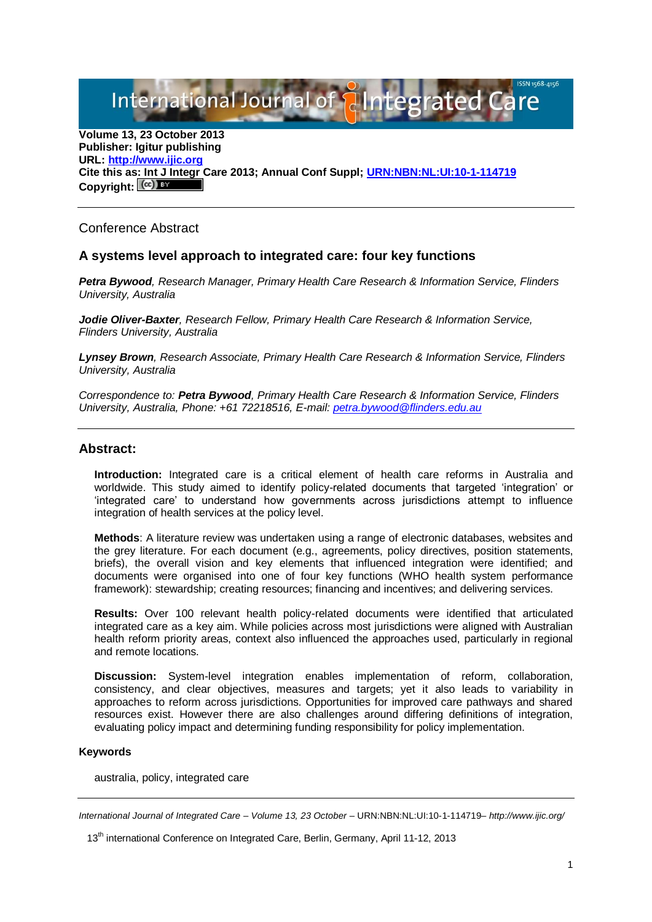**Volume 13, 23 October 2013**
**Publisher: Igitur publishing**
**URL: [http://www.ijic.org](http://www.ijic.org)**
**Cite this as: Int J Integr Care 2013; Annual Conf Suppl; [URN:NBN:NL:UI:10-1-114719](URN:NBN:NL:UI:10-1-114719)**
**Copyright:** (cc) BY

---

Conference Abstract

## A systems level approach to integrated care: four key functions

***Petra Bywood**, Research Manager, Primary Health Care Research & Information Service, Flinders University, Australia*

***Jodie Oliver-Baxter**, Research Fellow, Primary Health Care Research & Information Service, Flinders University, Australia*

***Lynsey Brown**, Research Associate, Primary Health Care Research & Information Service, Flinders University, Australia*

*Correspondence to: **Petra Bywood**, Primary Health Care Research & Information Service, Flinders University, Australia, Phone: +61 72218516, E-mail: [petra.bywood@flinders.edu.au](mailto:petra.bywood@flinders.edu.au)*

---

### Abstract:

**Introduction:** Integrated care is a critical element of health care reforms in Australia and worldwide. This study aimed to identify policy-related documents that targeted 'integration' or 'integrated care' to understand how governments across jurisdictions attempt to influence integration of health services at the policy level.

**Methods**: A literature review was undertaken using a range of electronic databases, websites and the grey literature. For each document (e.g., agreements, policy directives, position statements, briefs), the overall vision and key elements that influenced integration were identified; and documents were organised into one of four key functions (WHO health system performance framework): stewardship; creating resources; financing and incentives; and delivering services.

**Results:** Over 100 relevant health policy-related documents were identified that articulated integrated care as a key aim. While policies across most jurisdictions were aligned with Australian health reform priority areas, context also influenced the approaches used, particularly in regional and remote locations.

**Discussion:** System-level integration enables implementation of reform, collaboration, consistency, and clear objectives, measures and targets; yet it also leads to variability in approaches to reform across jurisdictions. Opportunities for improved care pathways and shared resources exist. However there are also challenges around differing definitions of integration, evaluating policy impact and determining funding responsibility for policy implementation.

#### Keywords

australia, policy, integrated care

---

13th international Conference on Integrated Care, Berlin, Germany, April 11-12, 2013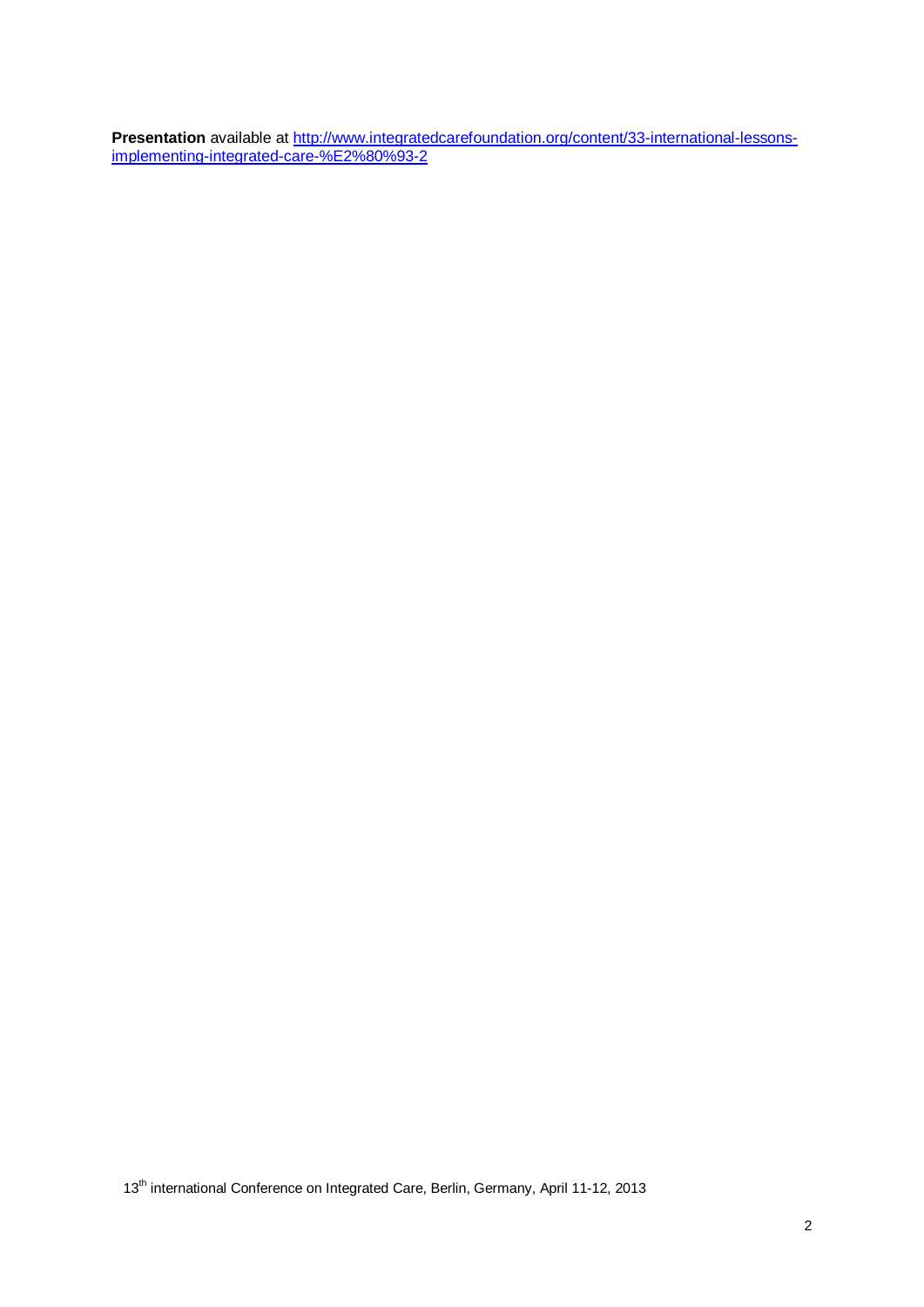**Presentation** available at http://www.integratedcarefoundation.org/content/33-international-lessons-implementing-integrated-care-%E2%80%93-2